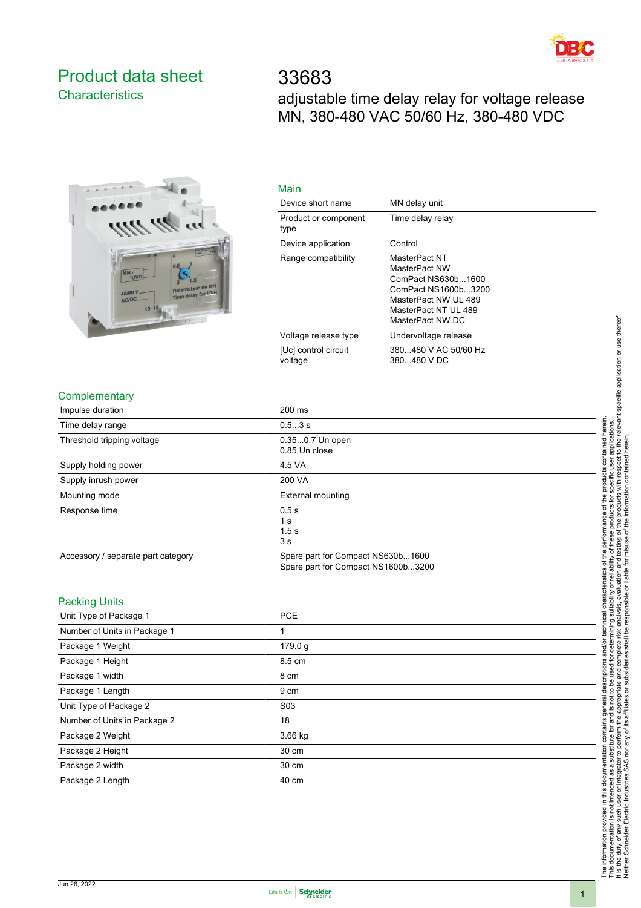# Product data sheet

## Characteristics

# 33683

adjustable time delay relay for voltage release MN, 380-480 VAC 50/60 Hz, 380-480 VDC

### Main

| | |
|---|---|
| Device short name | MN delay unit |
| Product or component type | Time delay relay |
| Device application | Control |
| Range compatibility | MasterPact NT<br>MasterPact NW<br>ComPact NS630b...1600<br>ComPact NS1600b...3200<br>MasterPact NW UL 489<br>MasterPact NT UL 489<br>MasterPact NW DC |
| Voltage release type | Undervoltage release |
| [Uc] control circuit voltage | 380...480 V AC 50/60 Hz<br>380...480 V DC |

### Complementary

| | |
|---|---|
| Impulse duration | 200 ms |
| Time delay range | 0.5...3 s |
| Threshold tripping voltage | 0.35...0.7 Un open<br>0.85 Un close |
| Supply holding power | 4.5 VA |
| Supply inrush power | 200 VA |
| Mounting mode | External mounting |
| Response time | 0.5 s<br>1 s<br>1.5 s<br>3 s |
| Accessory / separate part category | Spare part for Compact NS630b...1600<br>Spare part for Compact NS1600b...3200 |

### Packing Units

| | |
|---|---|
| Unit Type of Package 1 | PCE |
| Number of Units in Package 1 | 1 |
| Package 1 Weight | 179.0 g |
| Package 1 Height | 8.5 cm |
| Package 1 width | 8 cm |
| Package 1 Length | 9 cm |
| Unit Type of Package 2 | S03 |
| Number of Units in Package 2 | 18 |
| Package 2 Weight | 3.66 kg |
| Package 2 Height | 30 cm |
| Package 2 width | 30 cm |
| Package 2 Length | 40 cm |

The information provided in this documentation contains general descriptions and/or technical characteristics of the performance of the products contained herein. This documentation is not intended as a substitute for and is not to be used for determining suitability or reliability of these products for specific user applications. It is the duty of any such user or integrator to perform the appropriate and complete risk analysis, evaluation and testing of the products with respect to the relevant specific application or use thereof. Neither Schneider Electric Industries SAS nor any of its affiliates or subsidiaries shall be responsible or liable for misuse of the information contained herein.

Jun 26, 2022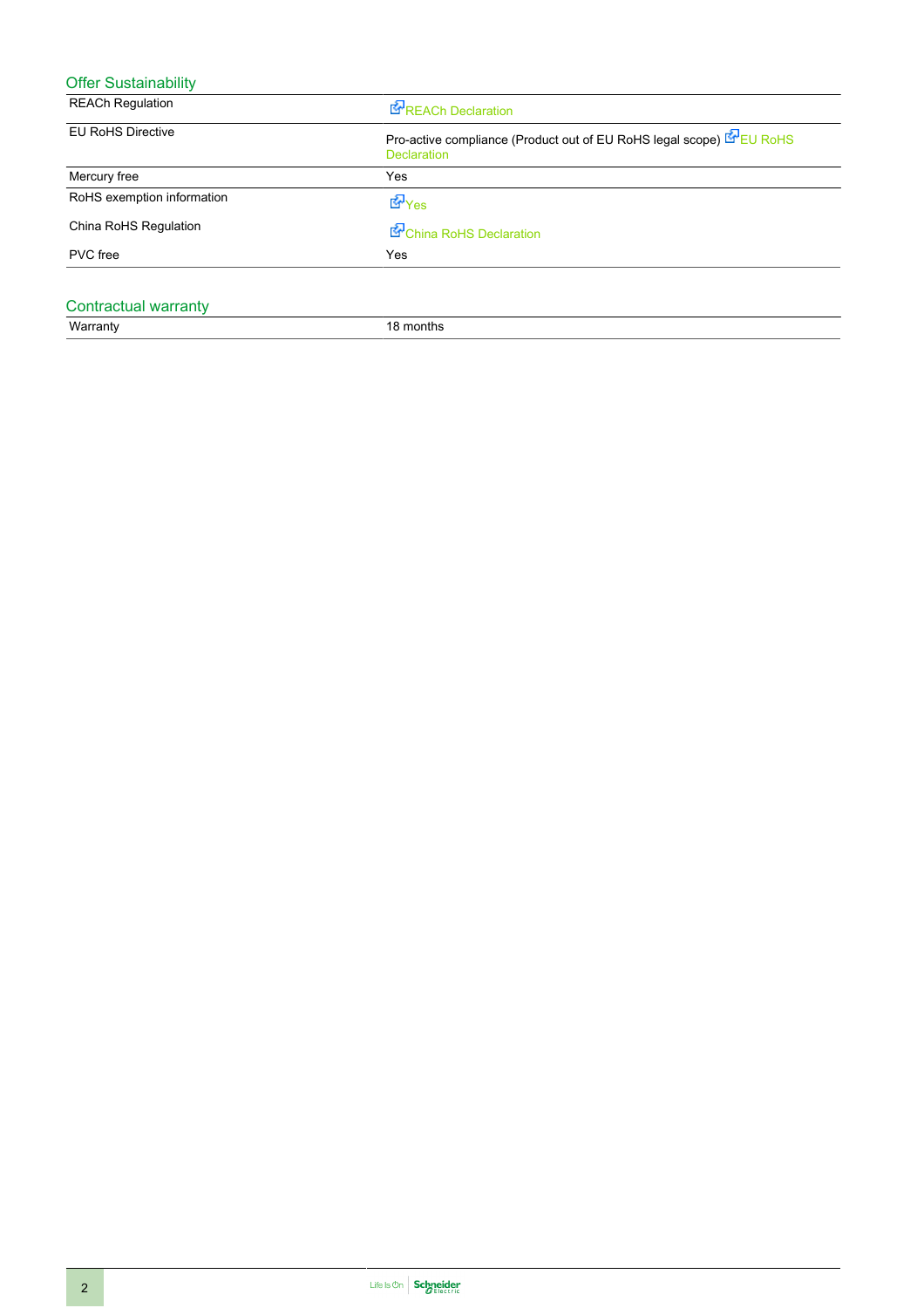## Offer Sustainability

| | |
|---|---|
| REACh Regulation | REACh Declaration |
| EU RoHS Directive | Pro-active compliance (Product out of EU RoHS legal scope) EU RoHS Declaration |
| Mercury free | Yes |
| RoHS exemption information | Yes |
| China RoHS Regulation | China RoHS Declaration |
| PVC free | Yes |

## Contractual warranty

| | |
|---|---|
| Warranty | 18 months |